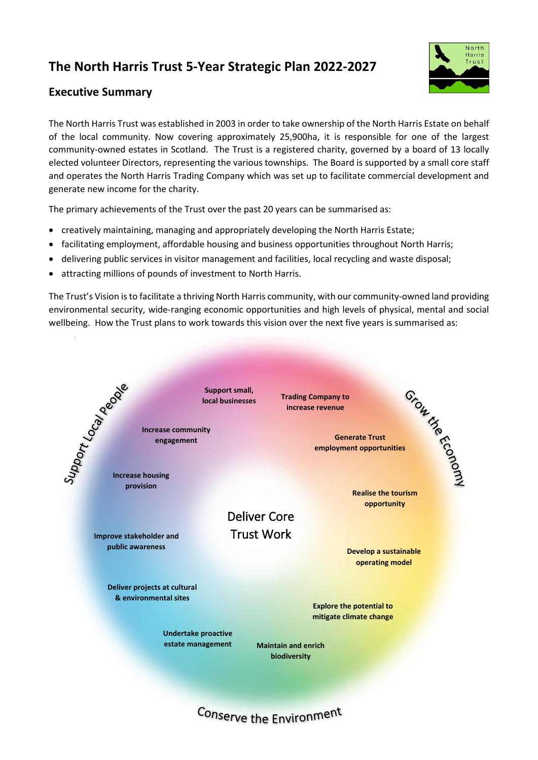# The North Harris Trust 5-Year Strategic Plan 2022-2027

## Executive Summary

The North Harris Trust was established in 2003 in order to take ownership of the North Harris Estate on behalf of the local community. Now covering approximately 25,900ha, it is responsible for one of the largest community-owned estates in Scotland. The Trust is a registered charity, governed by a board of 13 locally elected volunteer Directors, representing the various townships. The Board is supported by a small core staff and operates the North Harris Trading Company which was set up to facilitate commercial development and generate new income for the charity.

The primary achievements of the Trust over the past 20 years can be summarised as:

- creatively maintaining, managing and appropriately developing the North Harris Estate;
- facilitating employment, affordable housing and business opportunities throughout North Harris;
- delivering public services in visitor management and facilities, local recycling and waste disposal;
- attracting millions of pounds of investment to North Harris.

The Trust's Vision is to facilitate a thriving North Harris community, with our community-owned land providing environmental security, wide-ranging economic opportunities and high levels of physical, mental and social wellbeing. How the Trust plans to work towards this vision over the next five years is summarised as:

**Deliver Core Trust Work**

**Support Local People**
- Support small, local businesses
- Increase community engagement
- Increase housing provision
- Improve stakeholder and public awareness

**Grow the Economy**
- Trading Company to increase revenue
- Generate Trust employment opportunities
- Realise the tourism opportunity
- Develop a sustainable operating model

**Conserve the Environment**
- Explore the potential to mitigate climate change
- Maintain and enrich biodiversity
- Undertake proactive estate management
- Deliver projects at cultural & environmental sites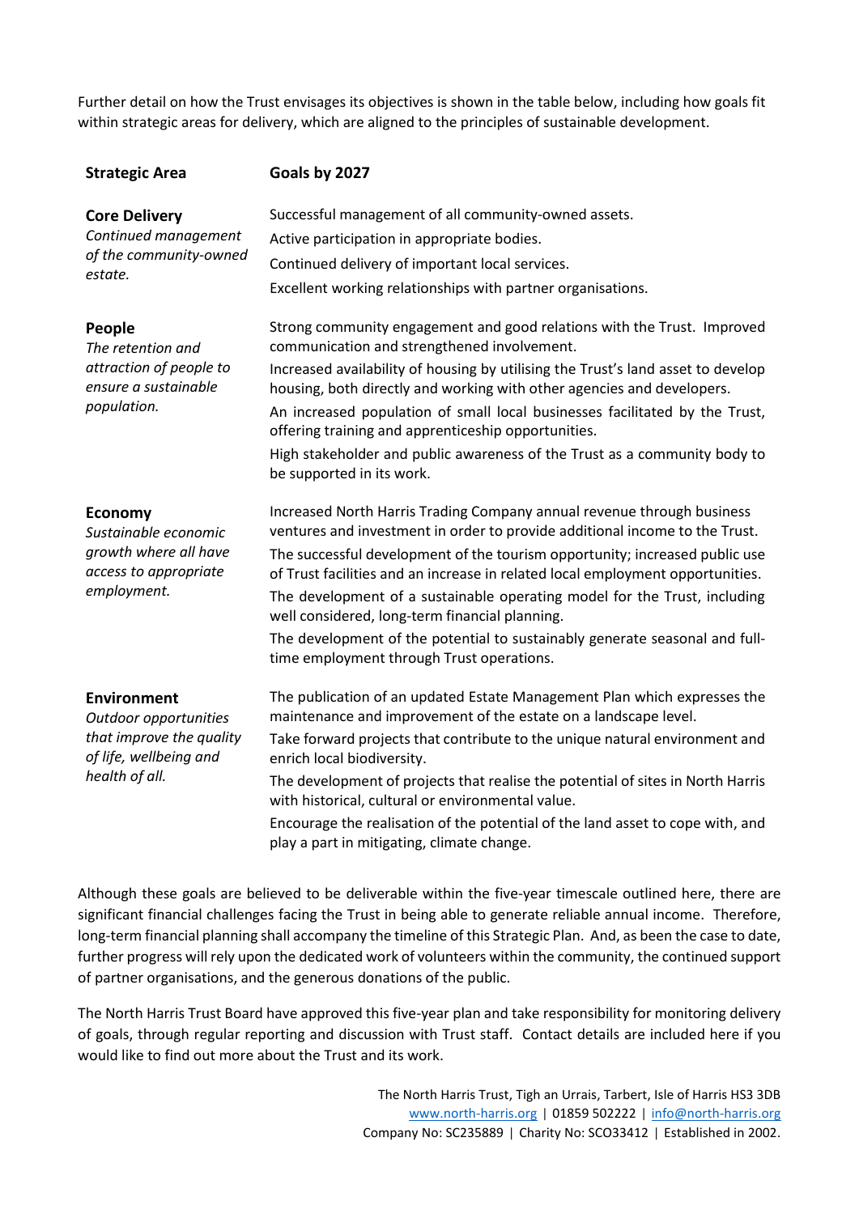Further detail on how the Trust envisages its objectives is shown in the table below, including how goals fit within strategic areas for delivery, which are aligned to the principles of sustainable development.

| Strategic Area | Goals by 2027 |
|---|---|
| **Core Delivery**<br>*Continued management of the community-owned estate.* | Successful management of all community-owned assets.<br>Active participation in appropriate bodies.<br>Continued delivery of important local services.<br>Excellent working relationships with partner organisations. |
| **People**<br>*The retention and attraction of people to ensure a sustainable population.* | Strong community engagement and good relations with the Trust. Improved communication and strengthened involvement.<br>Increased availability of housing by utilising the Trust's land asset to develop housing, both directly and working with other agencies and developers.<br>An increased population of small local businesses facilitated by the Trust, offering training and apprenticeship opportunities.<br>High stakeholder and public awareness of the Trust as a community body to be supported in its work. |
| **Economy**<br>*Sustainable economic growth where all have access to appropriate employment.* | Increased North Harris Trading Company annual revenue through business ventures and investment in order to provide additional income to the Trust.<br>The successful development of the tourism opportunity; increased public use of Trust facilities and an increase in related local employment opportunities.<br>The development of a sustainable operating model for the Trust, including well considered, long-term financial planning.<br>The development of the potential to sustainably generate seasonal and full-time employment through Trust operations. |
| **Environment**<br>*Outdoor opportunities that improve the quality of life, wellbeing and health of all.* | The publication of an updated Estate Management Plan which expresses the maintenance and improvement of the estate on a landscape level.<br>Take forward projects that contribute to the unique natural environment and enrich local biodiversity.<br>The development of projects that realise the potential of sites in North Harris with historical, cultural or environmental value.<br>Encourage the realisation of the potential of the land asset to cope with, and play a part in mitigating, climate change. |

Although these goals are believed to be deliverable within the five-year timescale outlined here, there are significant financial challenges facing the Trust in being able to generate reliable annual income. Therefore, long-term financial planning shall accompany the timeline of this Strategic Plan. And, as been the case to date, further progress will rely upon the dedicated work of volunteers within the community, the continued support of partner organisations, and the generous donations of the public.

The North Harris Trust Board have approved this five-year plan and take responsibility for monitoring delivery of goals, through regular reporting and discussion with Trust staff. Contact details are included here if you would like to find out more about the Trust and its work.

The North Harris Trust, Tigh an Urrais, Tarbert, Isle of Harris HS3 3DB
www.north-harris.org | 01859 502222 | info@north-harris.org
Company No: SC235889 | Charity No: SCO33412 | Established in 2002.